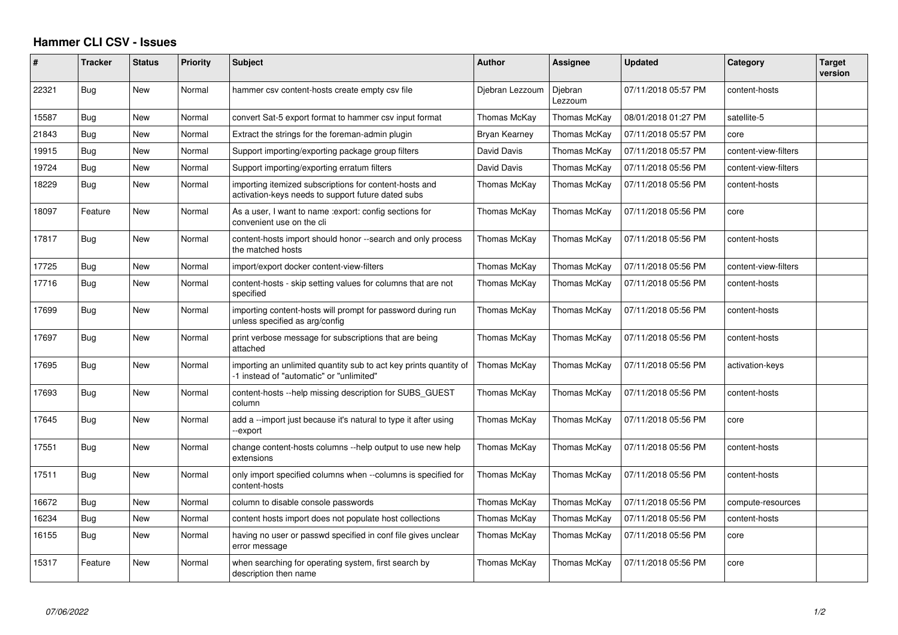# Hammer CLI CSV - Issues

| # | Tracker | Status | Priority | Subject | Author | Assignee | Updated | Category | Target version |
|---|---|---|---|---|---|---|---|---|---|
| 22321 | Bug | New | Normal | hammer csv content-hosts create empty csv file | Djebran Lezzoum | Djebran Lezzoum | 07/11/2018 05:57 PM | content-hosts | |
| 15587 | Bug | New | Normal | convert Sat-5 export format to hammer csv input format | Thomas McKay | Thomas McKay | 08/01/2018 01:27 PM | satellite-5 | |
| 21843 | Bug | New | Normal | Extract the strings for the foreman-admin plugin | Bryan Kearney | Thomas McKay | 07/11/2018 05:57 PM | core | |
| 19915 | Bug | New | Normal | Support importing/exporting package group filters | David Davis | Thomas McKay | 07/11/2018 05:57 PM | content-view-filters | |
| 19724 | Bug | New | Normal | Support importing/exporting erratum filters | David Davis | Thomas McKay | 07/11/2018 05:56 PM | content-view-filters | |
| 18229 | Bug | New | Normal | importing itemized subscriptions for content-hosts and activation-keys needs to support future dated subs | Thomas McKay | Thomas McKay | 07/11/2018 05:56 PM | content-hosts | |
| 18097 | Feature | New | Normal | As a user, I want to name :export: config sections for convenient use on the cli | Thomas McKay | Thomas McKay | 07/11/2018 05:56 PM | core | |
| 17817 | Bug | New | Normal | content-hosts import should honor --search and only process the matched hosts | Thomas McKay | Thomas McKay | 07/11/2018 05:56 PM | content-hosts | |
| 17725 | Bug | New | Normal | import/export docker content-view-filters | Thomas McKay | Thomas McKay | 07/11/2018 05:56 PM | content-view-filters | |
| 17716 | Bug | New | Normal | content-hosts - skip setting values for columns that are not specified | Thomas McKay | Thomas McKay | 07/11/2018 05:56 PM | content-hosts | |
| 17699 | Bug | New | Normal | importing content-hosts will prompt for password during run unless specified as arg/config | Thomas McKay | Thomas McKay | 07/11/2018 05:56 PM | content-hosts | |
| 17697 | Bug | New | Normal | print verbose message for subscriptions that are being attached | Thomas McKay | Thomas McKay | 07/11/2018 05:56 PM | content-hosts | |
| 17695 | Bug | New | Normal | importing an unlimited quantity sub to act key prints quantity of -1 instead of "automatic" or "unlimited" | Thomas McKay | Thomas McKay | 07/11/2018 05:56 PM | activation-keys | |
| 17693 | Bug | New | Normal | content-hosts --help missing description for SUBS_GUEST column | Thomas McKay | Thomas McKay | 07/11/2018 05:56 PM | content-hosts | |
| 17645 | Bug | New | Normal | add a --import just because it's natural to type it after using --export | Thomas McKay | Thomas McKay | 07/11/2018 05:56 PM | core | |
| 17551 | Bug | New | Normal | change content-hosts columns --help output to use new help extensions | Thomas McKay | Thomas McKay | 07/11/2018 05:56 PM | content-hosts | |
| 17511 | Bug | New | Normal | only import specified columns when --columns is specified for content-hosts | Thomas McKay | Thomas McKay | 07/11/2018 05:56 PM | content-hosts | |
| 16672 | Bug | New | Normal | column to disable console passwords | Thomas McKay | Thomas McKay | 07/11/2018 05:56 PM | compute-resources | |
| 16234 | Bug | New | Normal | content hosts import does not populate host collections | Thomas McKay | Thomas McKay | 07/11/2018 05:56 PM | content-hosts | |
| 16155 | Bug | New | Normal | having no user or passwd specified in conf file gives unclear error message | Thomas McKay | Thomas McKay | 07/11/2018 05:56 PM | core | |
| 15317 | Feature | New | Normal | when searching for operating system, first search by description then name | Thomas McKay | Thomas McKay | 07/11/2018 05:56 PM | core | |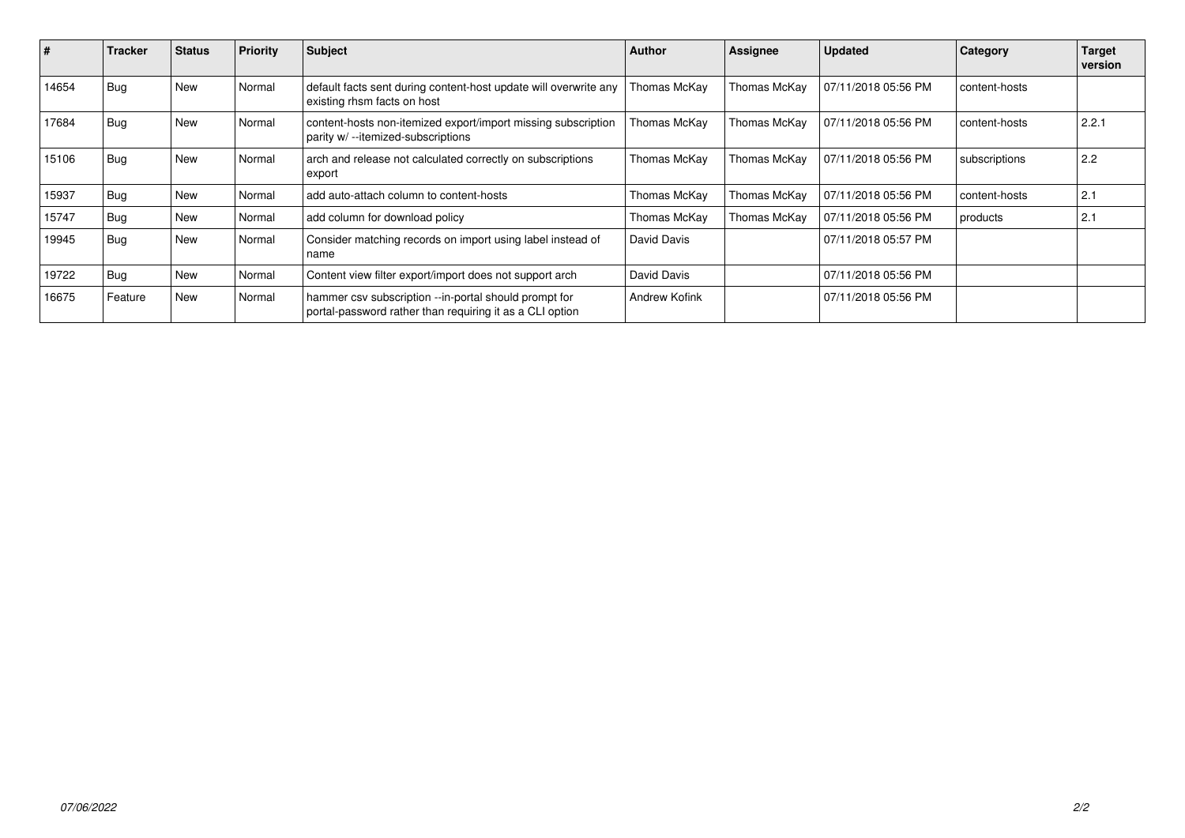| # | Tracker | Status | Priority | Subject | Author | Assignee | Updated | Category | Target version |
|---|---|---|---|---|---|---|---|---|---|
| 14654 | Bug | New | Normal | default facts sent during content-host update will overwrite any existing rhsm facts on host | Thomas McKay | Thomas McKay | 07/11/2018 05:56 PM | content-hosts | |
| 17684 | Bug | New | Normal | content-hosts non-itemized export/import missing subscription parity w/ --itemized-subscriptions | Thomas McKay | Thomas McKay | 07/11/2018 05:56 PM | content-hosts | 2.2.1 |
| 15106 | Bug | New | Normal | arch and release not calculated correctly on subscriptions export | Thomas McKay | Thomas McKay | 07/11/2018 05:56 PM | subscriptions | 2.2 |
| 15937 | Bug | New | Normal | add auto-attach column to content-hosts | Thomas McKay | Thomas McKay | 07/11/2018 05:56 PM | content-hosts | 2.1 |
| 15747 | Bug | New | Normal | add column for download policy | Thomas McKay | Thomas McKay | 07/11/2018 05:56 PM | products | 2.1 |
| 19945 | Bug | New | Normal | Consider matching records on import using label instead of name | David Davis | | 07/11/2018 05:57 PM | | |
| 19722 | Bug | New | Normal | Content view filter export/import does not support arch | David Davis | | 07/11/2018 05:56 PM | | |
| 16675 | Feature | New | Normal | hammer csv subscription --in-portal should prompt for portal-password rather than requiring it as a CLI option | Andrew Kofink | | 07/11/2018 05:56 PM | | |